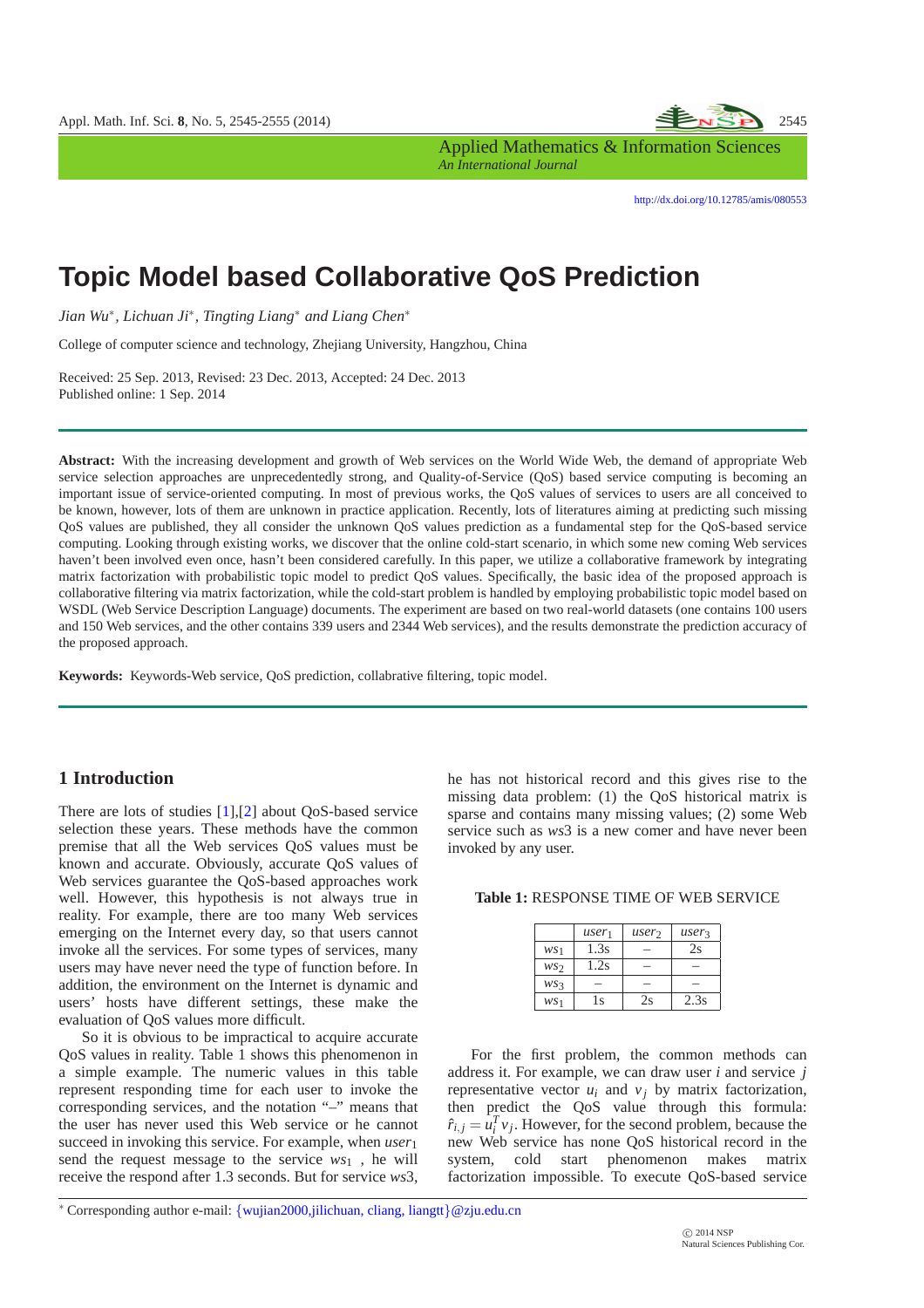# Topic Model based Collaborative QoS Prediction

*Jian Wu*[*], *Lichuan Ji*[*], *Tingting Liang*[*] *and Liang Chen*[*]

College of computer science and technology, Zhejiang University, Hangzhou, China

Received: 25 Sep. 2013, Revised: 23 Dec. 2013, Accepted: 24 Dec. 2013
Published online: 1 Sep. 2014

**Abstract:** With the increasing development and growth of Web services on the World Wide Web, the demand of appropriate Web service selection approaches are unprecedentedly strong, and Quality-of-Service (QoS) based service computing is becoming an important issue of service-oriented computing. In most of previous works, the QoS values of services to users are all conceived to be known, however, lots of them are unknown in practice application. Recently, lots of literatures aiming at predicting such missing QoS values are published, they all consider the unknown QoS values prediction as a fundamental step for the QoS-based service computing. Looking through existing works, we discover that the online cold-start scenario, in which some new coming Web services haven't been involved even once, hasn't been considered carefully. In this paper, we utilize a collaborative framework by integrating matrix factorization with probabilistic topic model to predict QoS values. Specifically, the basic idea of the proposed approach is collaborative filtering via matrix factorization, while the cold-start problem is handled by employing probabilistic topic model based on WSDL (Web Service Description Language) documents. The experiment are based on two real-world datasets (one contains 100 users and 150 Web services, and the other contains 339 users and 2344 Web services), and the results demonstrate the prediction accuracy of the proposed approach.

**Keywords:** Keywords-Web service, QoS prediction, collabrative filtering, topic model.

## 1 Introduction

There are lots of studies [1],[2] about QoS-based service selection these years. These methods have the common premise that all the Web services QoS values must be known and accurate. Obviously, accurate QoS values of Web services guarantee the QoS-based approaches work well. However, this hypothesis is not always true in reality. For example, there are too many Web services emerging on the Internet every day, so that users cannot invoke all the services. For some types of services, many users may have never need the type of function before. In addition, the environment on the Internet is dynamic and users' hosts have different settings, these make the evaluation of QoS values more difficult.

So it is obvious to be impractical to acquire accurate QoS values in reality. Table 1 shows this phenomenon in a simple example. The numeric values in this table represent responding time for each user to invoke the corresponding services, and the notation "–" means that the user has never used this Web service or he cannot succeed in invoking this service. For example, when $user_1$ send the request message to the service $ws_1$ , he will receive the respond after 1.3 seconds. But for service $ws3$, he has not historical record and this gives rise to the missing data problem: (1) the QoS historical matrix is sparse and contains many missing values; (2) some Web service such as $ws3$ is a new comer and have never been invoked by any user.

**Table 1:** RESPONSE TIME OF WEB SERVICE

| | $user_1$ | $user_2$ | $user_3$ |
|---|---|---|---|
| $ws_1$ | 1.3s | – | 2s |
| $ws_2$ | 1.2s | – | – |
| $ws_3$ | – | – | – |
| $ws_1$ | 1s | 2s | 2.3s |

For the first problem, the common methods can address it. For example, we can draw user $i$ and service $j$ representative vector $u_i$ and $v_j$ by matrix factorization, then predict the QoS value through this formula: $\hat{r}_{i,j} = u_i^T v_j$. However, for the second problem, because the new Web service has none QoS historical record in the system, cold start phenomenon makes matrix factorization impossible. To execute QoS-based service

[*] Corresponding author e-mail: {wujian2000,jilichuan, cliang, liangtt}@zju.edu.cn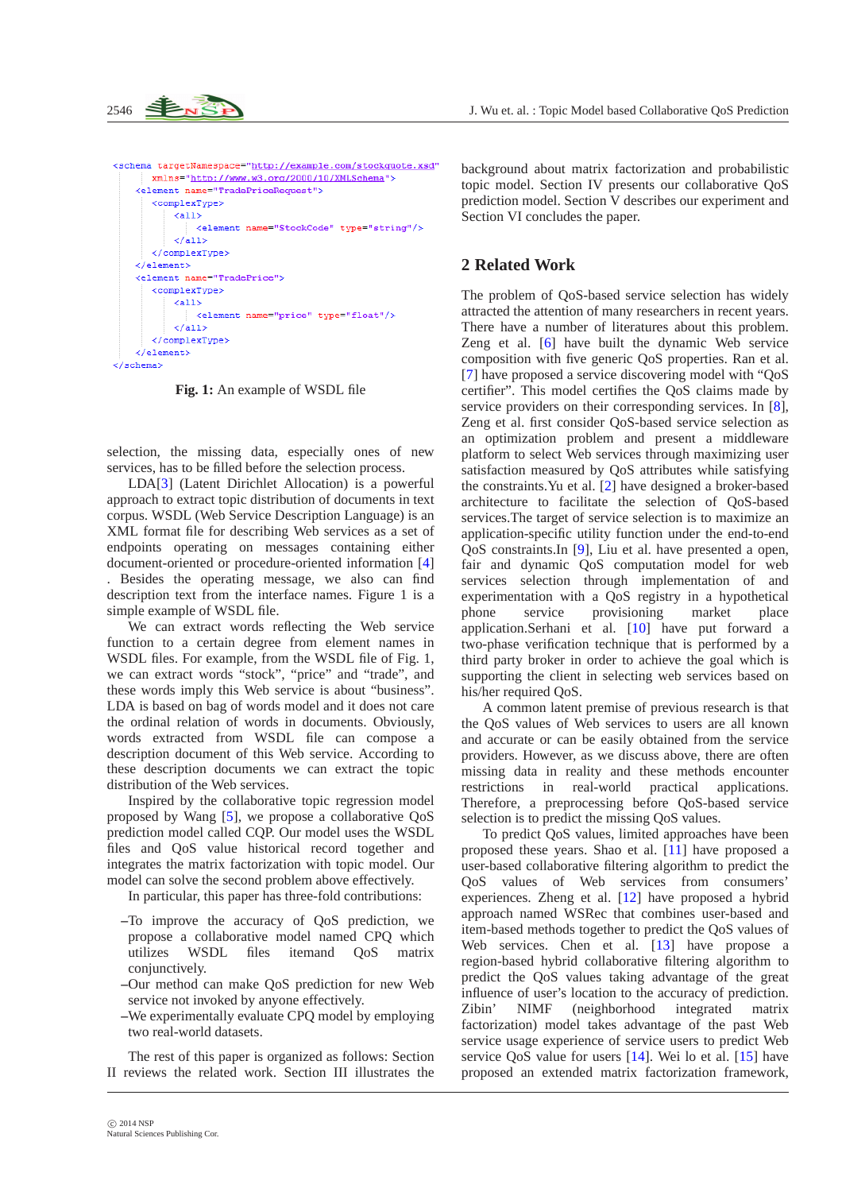```
<schema targetNamespace="http://example.com/stockquote.xsd"
        xmlns="http://www.w3.org/2000/10/XMLSchema">
    <element name="TradePriceRequest">
        <complexType>
            <all>
                <element name="StockCode" type="string"/>
            </all>
        </complexType>
    </element>
    <element name="TradePrice">
        <complexType>
            <all>
                <element name="price" type="float"/>
            </all>
        </complexType>
    </element>
</schema>
```

**Fig. 1:** An example of WSDL file

selection, the missing data, especially ones of new services, has to be filled before the selection process.

LDA[3] (Latent Dirichlet Allocation) is a powerful approach to extract topic distribution of documents in text corpus. WSDL (Web Service Description Language) is an XML format file for describing Web services as a set of endpoints operating on messages containing either document-oriented or procedure-oriented information [4] . Besides the operating message, we also can find description text from the interface names. Figure 1 is a simple example of WSDL file.

We can extract words reflecting the Web service function to a certain degree from element names in WSDL files. For example, from the WSDL file of Fig. 1, we can extract words "stock", "price" and "trade", and these words imply this Web service is about "business". LDA is based on bag of words model and it does not care the ordinal relation of words in documents. Obviously, words extracted from WSDL file can compose a description document of this Web service. According to these description documents we can extract the topic distribution of the Web services.

Inspired by the collaborative topic regression model proposed by Wang [5], we propose a collaborative QoS prediction model called CQP. Our model uses the WSDL files and QoS value historical record together and integrates the matrix factorization with topic model. Our model can solve the second problem above effectively.

In particular, this paper has three-fold contributions:

– To improve the accuracy of QoS prediction, we propose a collaborative model named CPQ which utilizes WSDL files itemand QoS matrix conjunctively.
– Our method can make QoS prediction for new Web service not invoked by anyone effectively.
– We experimentally evaluate CPQ model by employing two real-world datasets.

The rest of this paper is organized as follows: Section II reviews the related work. Section III illustrates the background about matrix factorization and probabilistic topic model. Section IV presents our collaborative QoS prediction model. Section V describes our experiment and Section VI concludes the paper.

## 2 Related Work

The problem of QoS-based service selection has widely attracted the attention of many researchers in recent years. There have a number of literatures about this problem. Zeng et al. [6] have built the dynamic Web service composition with five generic QoS properties. Ran et al. [7] have proposed a service discovering model with "QoS certifier". This model certifies the QoS claims made by service providers on their corresponding services. In [8], Zeng et al. first consider QoS-based service selection as an optimization problem and present a middleware platform to select Web services through maximizing user satisfaction measured by QoS attributes while satisfying the constraints.Yu et al. [2] have designed a broker-based architecture to facilitate the selection of QoS-based services.The target of service selection is to maximize an application-specific utility function under the end-to-end QoS constraints.In [9], Liu et al. have presented a open, fair and dynamic QoS computation model for web services selection through implementation of and experimentation with a QoS registry in a hypothetical phone service provisioning market place application.Serhani et al. [10] have put forward a two-phase verification technique that is performed by a third party broker in order to achieve the goal which is supporting the client in selecting web services based on his/her required QoS.

A common latent premise of previous research is that the QoS values of Web services to users are all known and accurate or can be easily obtained from the service providers. However, as we discuss above, there are often missing data in reality and these methods encounter restrictions in real-world practical applications. Therefore, a preprocessing before QoS-based service selection is to predict the missing QoS values.

To predict QoS values, limited approaches have been proposed these years. Shao et al. [11] have proposed a user-based collaborative filtering algorithm to predict the QoS values of Web services from consumers' experiences. Zheng et al. [12] have proposed a hybrid approach named WSRec that combines user-based and item-based methods together to predict the QoS values of Web services. Chen et al. [13] have propose a region-based hybrid collaborative filtering algorithm to predict the QoS values taking advantage of the great influence of user's location to the accuracy of prediction. Zibin' NIMF (neighborhood integrated matrix factorization) model takes advantage of the past Web service usage experience of service users to predict Web service QoS value for users [14]. Wei lo et al. [15] have proposed an extended matrix factorization framework,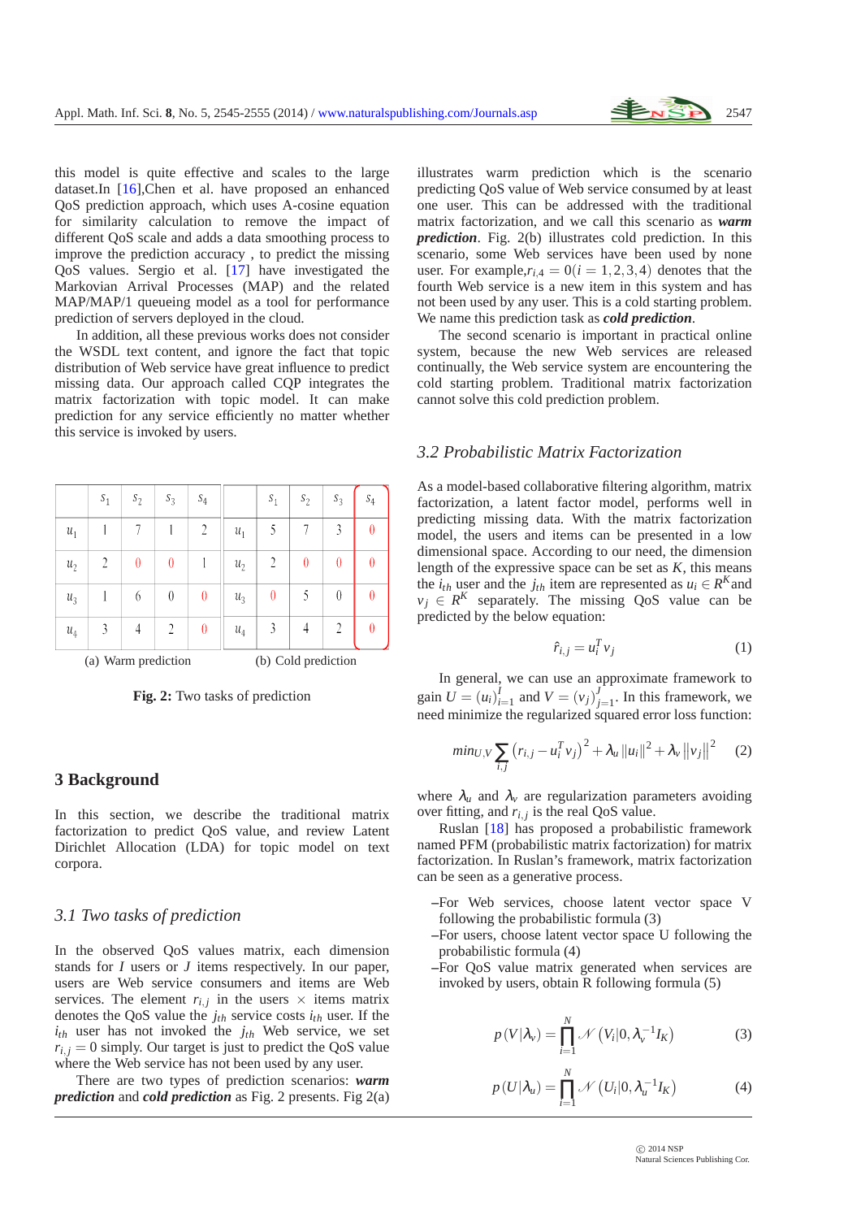this model is quite effective and scales to the large dataset.In [16],Chen et al. have proposed an enhanced QoS prediction approach, which uses A-cosine equation for similarity calculation to remove the impact of different QoS scale and adds a data smoothing process to improve the prediction accuracy , to predict the missing QoS values. Sergio et al. [17] have investigated the Markovian Arrival Processes (MAP) and the related MAP/MAP/1 queueing model as a tool for performance prediction of servers deployed in the cloud.

In addition, all these previous works does not consider the WSDL text content, and ignore the fact that topic distribution of Web service have great influence to predict missing data. Our approach called CQP integrates the matrix factorization with topic model. It can make prediction for any service efficiently no matter whether this service is invoked by users.

|  | $s_1$ | $s_2$ | $s_3$ | $s_4$ |
|---|---|---|---|---|
| $u_1$ | 1 | 7 | 1 | 2 |
| $u_2$ | 2 | 0 | 0 | 1 |
| $u_3$ | 1 | 6 | 0 | 0 |
| $u_4$ | 3 | 4 | 2 | 0 |

(a) Warm prediction

|  | $s_1$ | $s_2$ | $s_3$ | $s_4$ |
|---|---|---|---|---|
| $u_1$ | 5 | 7 | 3 | 0 |
| $u_2$ | 2 | 0 | 0 | 0 |
| $u_3$ | 0 | 5 | 0 | 0 |
| $u_4$ | 3 | 4 | 2 | 0 |

(b) Cold prediction

**Fig. 2:** Two tasks of prediction

## 3 Background

In this section, we describe the traditional matrix factorization to predict QoS value, and review Latent Dirichlet Allocation (LDA) for topic model on text corpora.

### *3.1 Two tasks of prediction*

In the observed QoS values matrix, each dimension stands for $I$ users or $J$ items respectively. In our paper, users are Web service consumers and items are Web services. The element $r_{i,j}$ in the users $\times$ items matrix denotes the QoS value the $j_{th}$ service costs $i_{th}$ user. If the $i_{th}$ user has not invoked the $j_{th}$ Web service, we set $r_{i,j} = 0$ simply. Our target is just to predict the QoS value where the Web service has not been used by any user.

There are two types of prediction scenarios: ***warm prediction*** and ***cold prediction*** as Fig. 2 presents. Fig 2(a) illustrates warm prediction which is the scenario predicting QoS value of Web service consumed by at least one user. This can be addressed with the traditional matrix factorization, and we call this scenario as ***warm prediction***. Fig. 2(b) illustrates cold prediction. In this scenario, some Web services have been used by none user. For example,$r_{i,4} = 0 (i = 1,2,3,4)$ denotes that the fourth Web service is a new item in this system and has not been used by any user. This is a cold starting problem. We name this prediction task as ***cold prediction***.

The second scenario is important in practical online system, because the new Web services are released continually, the Web service system are encountering the cold starting problem. Traditional matrix factorization cannot solve this cold prediction problem.

### *3.2 Probabilistic Matrix Factorization*

As a model-based collaborative filtering algorithm, matrix factorization, a latent factor model, performs well in predicting missing data. With the matrix factorization model, the users and items can be presented in a low dimensional space. According to our need, the dimension length of the expressive space can be set as $K$, this means the $i_{th}$ user and the $j_{th}$ item are represented as $u_i \in R^K$and $v_j \in R^K$ separately. The missing QoS value can be predicted by the below equation:

$$\hat{r}_{i,j} = u_i^T v_j \tag{1}$$

In general, we can use an approximate framework to gain $U = (u_i)_{i=1}^{I}$ and $V = (v_j)_{j=1}^{J}$. In this framework, we need minimize the regularized squared error loss function:

$$min_{U,V} \sum_{i,j} \left( r_{i,j} - u_i^T v_j \right)^2 + \lambda_u \left\| u_i \right\|^2 + \lambda_v \left\| v_j \right\|^2 \tag{2}$$

where $\lambda_u$ and $\lambda_v$ are regularization parameters avoiding over fitting, and $r_{i,j}$ is the real QoS value.

Ruslan [18] has proposed a probabilistic framework named PFM (probabilistic matrix factorization) for matrix factorization. In Ruslan's framework, matrix factorization can be seen as a generative process.

- For Web services, choose latent vector space V following the probabilistic formula (3)
- For users, choose latent vector space U following the probabilistic formula (4)
- For QoS value matrix generated when services are invoked by users, obtain R following formula (5)

$$p(V|\lambda_v) = \prod_{i=1}^{N} \mathcal{N}\left(V_i|0, \lambda_v^{-1} I_K\right) \tag{3}$$

$$p(U|\lambda_u) = \prod_{i=1}^{N} \mathcal{N}\left(U_i|0, \lambda_u^{-1} I_K\right) \tag{4}$$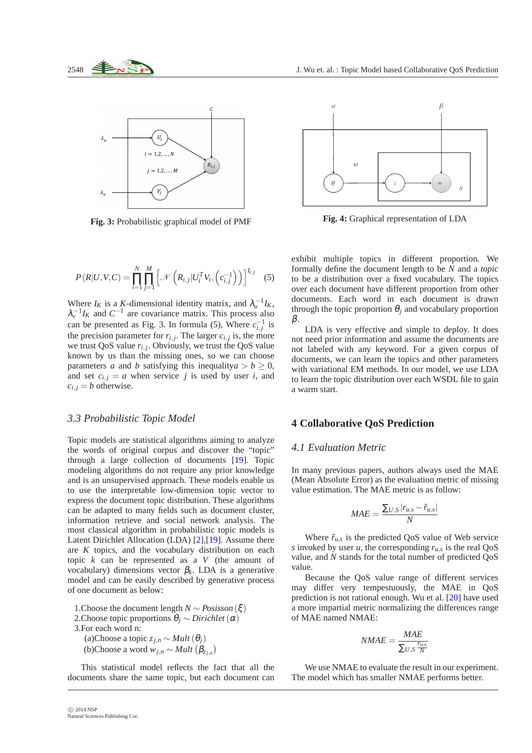Fig. 3: Probabilistic graphical model of PMF

Fig. 4: Graphical representation of LDA

$$P(R|U,V,C) = \prod_{i=1}^{N}\prod_{j=1}^{M}\left[\mathcal{N}\left(R_{i,j}|U_i^T V_i,\left(c_{i,j}^{-1}\right)\right)\right]^{I_{i,j}} \quad (5)$$

Where $I_K$ is a $K$-dimensional identity matrix, and $\lambda_u^{-1}I_K$, $\lambda_v^{-1}I_K$ and $C^{-1}$ are covariance matrix. This process also can be presented as Fig. 3. In formula (5), Where $c_{i,j}^{-1}$ is the precision parameter for $r_{i,j}$. The larger $c_{i,j}$ is, the more we trust QoS value $r_{i,j}$. Obviously, we trust the QoS value known by us than the missing ones, so we can choose parameters $a$ and $b$ satisfying this inequality$a > b \geq 0$, and set $c_{i,j} = a$ when service $j$ is used by user $i$, and $c_{i,j} = b$ otherwise.

### *3.3 Probabilistic Topic Model*

Topic models are statistical algorithms aiming to analyze the words of original corpus and discover the "topic" through a large collection of documents [19]. Topic modeling algorithms do not require any prior knowledge and is an unsupervised approach. These models enable us to use the interpretable low-dimension topic vector to express the document topic distribution. These algorithms can be adapted to many fields such as document cluster, information retrieve and social network analysis. The most classical algorithm in probabilistic topic models is Latent Dirichlet Allocation (LDA) [2],[19]. Assume there are $K$ topics, and the vocabulary distribution on each topic $k$ can be represented as a $V$ (the amount of vocabulary) dimensions vector $\beta_k$. LDA is a generative model and can be easily described by generative process of one document as below:

1.Choose the document length $N \sim Posisson(\xi)$
2.Choose topic proportions $\theta_j \sim Dirichlet(\alpha)$
3.For each word n:
  (a)Choose a topic $z_{j,n} \sim Mult(\theta_j)$
  (b)Choose a word $w_{j,n} \sim Mult\left(\beta_{z_{j,n}}\right)$

This statistical model reflects the fact that all the documents share the same topic, but each document can exhibit multiple topics in different proportion. We formally define the document length to be $N$ and a *topic* to be a distribution over a fixed vocabulary. The topics over each document have different proportion from other documents. Each word in each document is drawn through the topic proportion $\theta_j$ and vocabulary proportion $\beta$.

LDA is very effective and simple to deploy. It does not need prior information and assume the documents are not labeled with any keyword. For a given corpus of documents, we can learn the topics and other parameters with variational EM methods. In our model, we use LDA to learn the topic distribution over each WSDL file to gain a warm start.

## 4 Collaborative QoS Prediction

### *4.1 Evaluation Metric*

In many previous papers, authors always used the MAE (Mean Absolute Error) as the evaluation metric of missing value estimation. The MAE metric is as follow:

$$MAE = \frac{\sum_{U,S}|r_{u,s} - \hat{r}_{u,s}|}{N}$$

Where $\hat{r}_{u,s}$ is the predicted QoS value of Web service $s$ invoked by user $u$, the corresponding $r_{u,s}$ is the real QoS value, and $N$ stands for the total number of predicted QoS value.

Because the QoS value range of different services may differ very tempestuously, the MAE in QoS prediction is not rational enough. Wu et al. [20] have used a more impartial metric normalizing the differences range of MAE named NMAE:

$$NMAE = \frac{MAE}{\sum_{U,S}\frac{r_{u,s}}{N}}$$

We use NMAE to evaluate the result in our experiment. The model which has smaller NMAE performs better.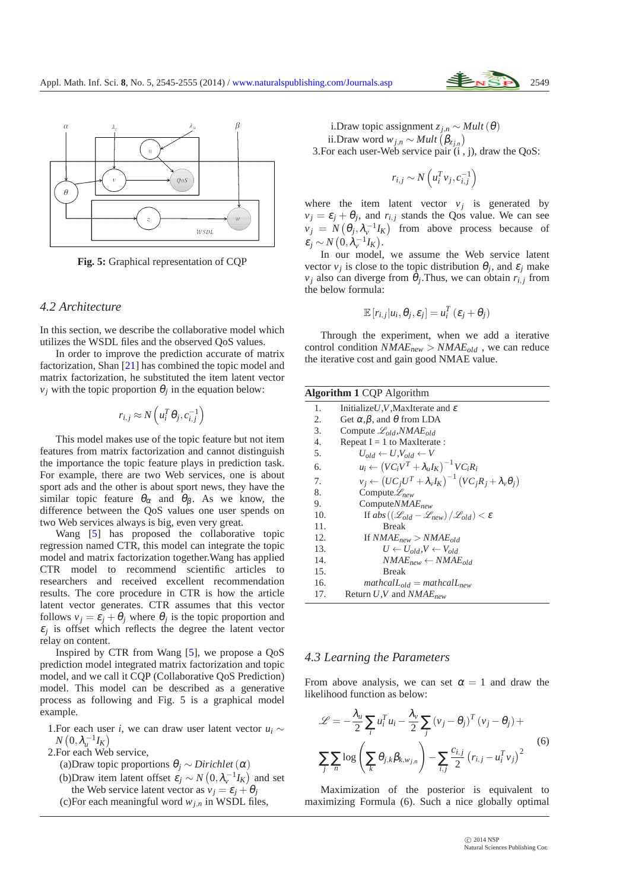Fig. 5: Graphical representation of CQP

### 4.2 Architecture

In this section, we describe the collaborative model which utilizes the WSDL files and the observed QoS values.

In order to improve the prediction accurate of matrix factorization, Shan [21] has combined the topic model and matrix factorization, he substituted the item latent vector $v_j$ with the topic proportion $\theta_j$ in the equation below:

$$r_{i,j} \approx N\left(u_i^T \theta_j, c_{i,j}^{-1}\right)$$

This model makes use of the topic feature but not item features from matrix factorization and cannot distinguish the importance the topic feature plays in prediction task. For example, there are two Web services, one is about sport ads and the other is about sport news, they have the similar topic feature $\theta_\alpha$ and $\theta_\beta$. As we know, the difference between the QoS values one user spends on two Web services always is big, even very great.

Wang [5] has proposed the collaborative topic regression named CTR, this model can integrate the topic model and matrix factorization together.Wang has applied CTR model to recommend scientific articles to researchers and received excellent recommendation results. The core procedure in CTR is how the article latent vector generates. CTR assumes that this vector follows $v_j = \varepsilon_j + \theta_j$ where $\theta_j$ is the topic proportion and $\varepsilon_j$ is offset which reflects the degree the latent vector relay on content.

Inspired by CTR from Wang [5], we propose a QoS prediction model integrated matrix factorization and topic model, and we call it CQP (Collaborative QoS Prediction) model. This model can be described as a generative process as following and Fig. 5 is a graphical model example.

1.For each user $i$, we can draw user latent vector $u_i \sim N\left(0, \lambda_u^{-1} I_K\right)$

2.For each Web service,

(a)Draw topic proportions $\theta_j \sim Dirichlet\left(\alpha\right)$

(b)Draw item latent offset $\varepsilon_j \sim N\left(0, \lambda_v^{-1} I_K\right)$ and set the Web service latent vector as $v_j = \varepsilon_j + \theta_j$

(c)For each meaningful word $w_{j,n}$ in WSDL files,

i.Draw topic assignment $z_{j,n} \sim Mult\left(\theta\right)$

ii.Draw word $w_{j,n} \sim Mult\left(\beta_{z_{j,n}}\right)$

3.For each user-Web service pair (i , j), draw the QoS:

$$r_{i,j} \sim N\left(u_i^T v_j, c_{i,j}^{-1}\right)$$

where the item latent vector $v_j$ is generated by $v_j = \varepsilon_j + \theta_j$, and $r_{i,j}$ stands the Qos value. We can see $v_j = N\left(\theta_j, \lambda_v^{-1} I_K\right)$ from above process because of $\varepsilon_j \sim N\left(0, \lambda_v^{-1} I_K\right)$.

In our model, we assume the Web service latent vector $v_j$ is close to the topic distribution $\theta_j$, and $\varepsilon_j$ make $v_j$ also can diverge from $\theta_j$.Thus, we can obtain $r_{i,j}$ from the below formula:

$$\mathbb{E}\left[r_{i,j} | u_i, \theta_j, \varepsilon_j\right] = u_i^T\left(\varepsilon_j + \theta_j\right)$$

Through the experiment, when we add a iterative control condition $NMAE_{new} > NMAE_{old}$ , we can reduce the iterative cost and gain good NMAE value.

**Algorithm 1** CQP Algorithm

1. Initialize$U$,$V$,MaxIterate and $\varepsilon$
2. Get $\alpha$,$\beta$, and $\theta$ from LDA
3. Compute $\mathscr{L}_{old}$,$NMAE_{old}$
4. Repeat I = 1 to MaxIterate :
5. &nbsp;&nbsp;&nbsp;&nbsp;$U_{old} \leftarrow U$,$V_{old} \leftarrow V$
6. &nbsp;&nbsp;&nbsp;&nbsp;$u_i \leftarrow \left(VC_iV^T + \lambda_u I_K\right)^{-1} VC_iR_i$
7. &nbsp;&nbsp;&nbsp;&nbsp;$v_j \leftarrow \left(UC_jU^T + \lambda_v I_K\right)^{-1}\left(VC_jR_j + \lambda_v \theta_j\right)$
8. &nbsp;&nbsp;&nbsp;&nbsp;Compute$\mathscr{L}_{new}$
9. &nbsp;&nbsp;&nbsp;&nbsp;Compute$NMAE_{new}$
10. &nbsp;&nbsp;&nbsp;&nbsp;If $abs\left(\left(\mathscr{L}_{old} - \mathscr{L}_{new}\right) / \mathscr{L}_{old}\right) < \varepsilon$
11. &nbsp;&nbsp;&nbsp;&nbsp;&nbsp;&nbsp;&nbsp;&nbsp;Break
12. &nbsp;&nbsp;&nbsp;&nbsp;If $NMAE_{new} > NMAE_{old}$
13. &nbsp;&nbsp;&nbsp;&nbsp;&nbsp;&nbsp;&nbsp;&nbsp;$U \leftarrow U_{old}$,$V \leftarrow V_{old}$
14. &nbsp;&nbsp;&nbsp;&nbsp;&nbsp;&nbsp;&nbsp;&nbsp;$NMAE_{new} \leftarrow NMAE_{old}$
15. &nbsp;&nbsp;&nbsp;&nbsp;&nbsp;&nbsp;&nbsp;&nbsp;Break
16. &nbsp;&nbsp;&nbsp;&nbsp;$mathcalL_{old} = mathcalL_{new}$
17. Return $U$,$V$ and $NMAE_{new}$

### 4.3 Learning the Parameters

From above analysis, we can set $\alpha = 1$ and draw the likelihood function as below:

$$\mathscr{L} = -\frac{\lambda_u}{2}\sum_i u_i^T u_i - \frac{\lambda_v}{2}\sum_j \left(v_j - \theta_j\right)^T\left(v_j - \theta_j\right) + \sum_j\sum_n \log\left(\sum_k \theta_{j,k}\beta_{k,w_{j,n}}\right) - \sum_{i,j}\frac{c_{i,j}}{2}\left(r_{i,j} - u_i^T v_j\right)^2 \tag{6}$$

Maximization of the posterior is equivalent to maximizing Formula (6). Such a nice globally optimal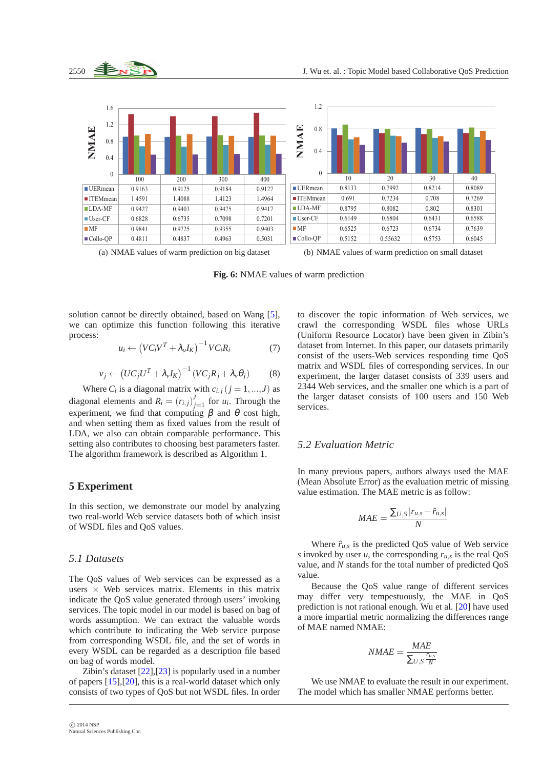| | 100 | 200 | 300 | 400 |
|---|---|---|---|---|
| UERmean | 0.9163 | 0.9125 | 0.9184 | 0.9127 |
| ITEMmean | 1.4591 | 1.4088 | 1.4123 | 1.4964 |
| LDA-MF | 0.9427 | 0.9403 | 0.9475 | 0.9417 |
| User-CF | 0.6828 | 0.6735 | 0.7098 | 0.7201 |
| MF | 0.9841 | 0.9725 | 0.9355 | 0.9403 |
| Collo-QP | 0.4811 | 0.4837 | 0.4963 | 0.5031 |

(a) NMAE values of warm prediction on big dataset

| | 10 | 20 | 30 | 40 |
|---|---|---|---|---|
| UERmean | 0.8133 | 0.7992 | 0.8214 | 0.8089 |
| ITEMmean | 0.691 | 0.7234 | 0.708 | 0.7269 |
| LDA-MF | 0.8795 | 0.8082 | 0.802 | 0.8301 |
| User-CF | 0.6149 | 0.6804 | 0.6431 | 0.6588 |
| MF | 0.6525 | 0.6723 | 0.6734 | 0.7639 |
| Collo-QP | 0.5152 | 0.55632 | 0.5753 | 0.6045 |

(b) NMAE values of warm prediction on small dataset

**Fig. 6:** NMAE values of warm prediction

solution cannot be directly obtained, based on Wang [5], we can optimize this function following this iterative process:

$$u_i \leftarrow \left(VC_iV^T + \lambda_u I_K\right)^{-1} VC_iR_i \qquad (7)$$

$$v_j \leftarrow \left(UC_jU^T + \lambda_v I_K\right)^{-1} (VC_jR_j + \lambda_v \theta_j) \qquad (8)$$

Where $C_i$ is a diagonal matrix with $c_{i,j}\,(j = 1,\ldots,J)$ as diagonal elements and $R_i = (r_{i,j})_{j=1}^{J}$ for $u_i$. Through the experiment, we find that computing $\beta$ and $\theta$ cost high, and when setting them as fixed values from the result of LDA, we also can obtain comparable performance. This setting also contributes to choosing best parameters faster. The algorithm framework is described as Algorithm 1.

## 5 Experiment

In this section, we demonstrate our model by analyzing two real-world Web service datasets both of which insist of WSDL files and QoS values.

### 5.1 Datasets

The QoS values of Web services can be expressed as a users $\times$ Web services matrix. Elements in this matrix indicate the QoS value generated through users' invoking services. The topic model in our model is based on bag of words assumption. We can extract the valuable words which contribute to indicating the Web service purpose from corresponding WSDL file, and the set of words in every WSDL can be regarded as a description file based on bag of words model.

Zibin's dataset [22],[23] is popularly used in a number of papers [15],[20], this is a real-world dataset which only consists of two types of QoS but not WSDL files. In order to discover the topic information of Web services, we crawl the corresponding WSDL files whose URLs (Uniform Resource Locator) have been given in Zibin's dataset from Internet. In this paper, our datasets primarily consist of the users-Web services responding time QoS matrix and WSDL files of corresponding services. In our experiment, the larger dataset consists of 339 users and 2344 Web services, and the smaller one which is a part of the larger dataset consists of 100 users and 150 Web services.

### 5.2 Evaluation Metric

In many previous papers, authors always used the MAE (Mean Absolute Error) as the evaluation metric of missing value estimation. The MAE metric is as follow:

$$MAE = \frac{\sum_{U,S} |r_{u,s} - \hat{r}_{u,s}|}{N}$$

Where $\hat{r}_{u,s}$ is the predicted QoS value of Web service $s$ invoked by user $u$, the corresponding $r_{u,s}$ is the real QoS value, and $N$ stands for the total number of predicted QoS value.

Because the QoS value range of different services may differ very tempestuously, the MAE in QoS prediction is not rational enough. Wu et al. [20] have used a more impartial metric normalizing the differences range of MAE named NMAE:

$$NMAE = \frac{MAE}{\sum_{U,S} \frac{r_{u,s}}{N}}$$

We use NMAE to evaluate the result in our experiment. The model which has smaller NMAE performs better.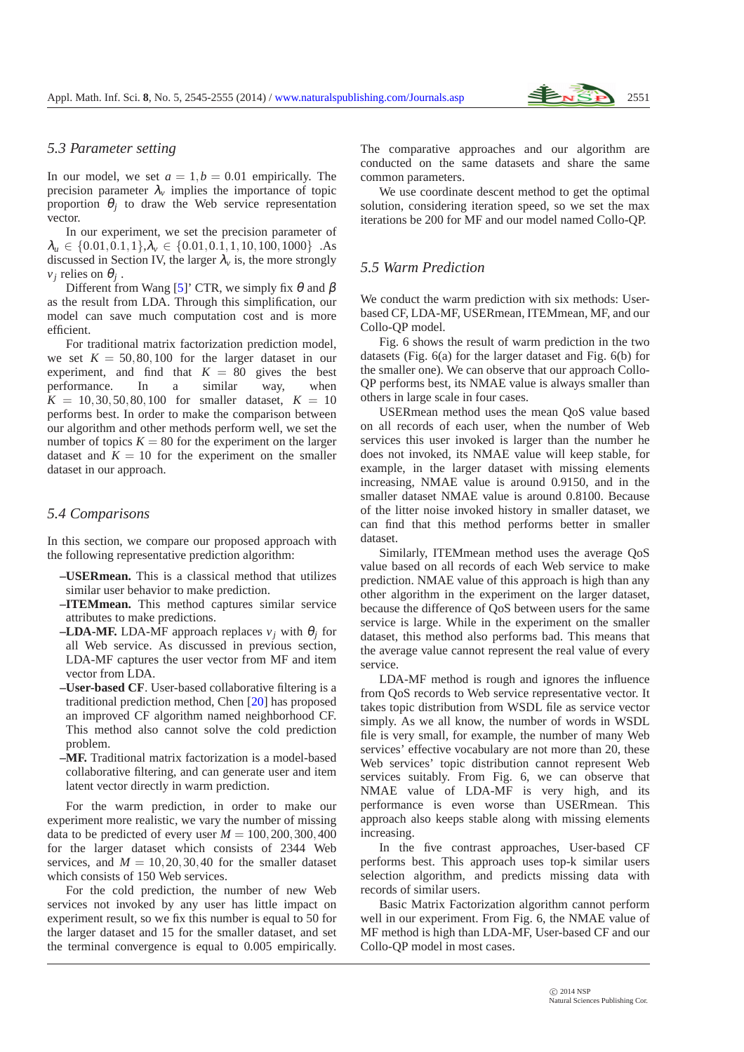### 5.3 Parameter setting

In our model, we set $a = 1, b = 0.01$ empirically. The precision parameter $\lambda_v$ implies the importance of topic proportion $\theta_j$ to draw the Web service representation vector.

In our experiment, we set the precision parameter of $\lambda_u \in \{0.01, 0.1, 1\}$,$\lambda_v \in \{0.01, 0.1, 1, 10, 100, 1000\}$ .As discussed in Section IV, the larger $\lambda_v$ is, the more strongly $v_j$ relies on $\theta_j$ .

Different from Wang [5]' CTR, we simply fix $\theta$ and $\beta$ as the result from LDA. Through this simplification, our model can save much computation cost and is more efficient.

For traditional matrix factorization prediction model, we set $K = 50, 80, 100$ for the larger dataset in our experiment, and find that $K = 80$ gives the best performance. In a similar way, when $K = 10, 30, 50, 80, 100$ for smaller dataset, $K = 10$ performs best. In order to make the comparison between our algorithm and other methods perform well, we set the number of topics $K = 80$ for the experiment on the larger dataset and $K = 10$ for the experiment on the smaller dataset in our approach.

### 5.4 Comparisons

In this section, we compare our proposed approach with the following representative prediction algorithm:

- **USERmean.** This is a classical method that utilizes similar user behavior to make prediction.
- **ITEMmean.** This method captures similar service attributes to make predictions.
- **LDA-MF.** LDA-MF approach replaces $v_j$ with $\theta_j$ for all Web service. As discussed in previous section, LDA-MF captures the user vector from MF and item vector from LDA.
- **User-based CF**. User-based collaborative filtering is a traditional prediction method, Chen [20] has proposed an improved CF algorithm named neighborhood CF. This method also cannot solve the cold prediction problem.
- **MF.** Traditional matrix factorization is a model-based collaborative filtering, and can generate user and item latent vector directly in warm prediction.

For the warm prediction, in order to make our experiment more realistic, we vary the number of missing data to be predicted of every user $M = 100, 200, 300, 400$ for the larger dataset which consists of 2344 Web services, and $M = 10, 20, 30, 40$ for the smaller dataset which consists of 150 Web services.

For the cold prediction, the number of new Web services not invoked by any user has little impact on experiment result, so we fix this number is equal to 50 for the larger dataset and 15 for the smaller dataset, and set the terminal convergence is equal to 0.005 empirically. The comparative approaches and our algorithm are conducted on the same datasets and share the same common parameters.

We use coordinate descent method to get the optimal solution, considering iteration speed, so we set the max iterations be 200 for MF and our model named Collo-QP.

### 5.5 Warm Prediction

We conduct the warm prediction with six methods: User-based CF, LDA-MF, USERmean, ITEMmean, MF, and our Collo-QP model.

Fig. 6 shows the result of warm prediction in the two datasets (Fig. 6(a) for the larger dataset and Fig. 6(b) for the smaller one). We can observe that our approach Collo-QP performs best, its NMAE value is always smaller than others in large scale in four cases.

USERmean method uses the mean QoS value based on all records of each user, when the number of Web services this user invoked is larger than the number he does not invoked, its NMAE value will keep stable, for example, in the larger dataset with missing elements increasing, NMAE value is around 0.9150, and in the smaller dataset NMAE value is around 0.8100. Because of the litter noise invoked history in smaller dataset, we can find that this method performs better in smaller dataset.

Similarly, ITEMmean method uses the average QoS value based on all records of each Web service to make prediction. NMAE value of this approach is high than any other algorithm in the experiment on the larger dataset, because the difference of QoS between users for the same service is large. While in the experiment on the smaller dataset, this method also performs bad. This means that the average value cannot represent the real value of every service.

LDA-MF method is rough and ignores the influence from QoS records to Web service representative vector. It takes topic distribution from WSDL file as service vector simply. As we all know, the number of words in WSDL file is very small, for example, the number of many Web services' effective vocabulary are not more than 20, these Web services' topic distribution cannot represent Web services suitably. From Fig. 6, we can observe that NMAE value of LDA-MF is very high, and its performance is even worse than USERmean. This approach also keeps stable along with missing elements increasing.

In the five contrast approaches, User-based CF performs best. This approach uses top-k similar users selection algorithm, and predicts missing data with records of similar users.

Basic Matrix Factorization algorithm cannot perform well in our experiment. From Fig. 6, the NMAE value of MF method is high than LDA-MF, User-based CF and our Collo-QP model in most cases.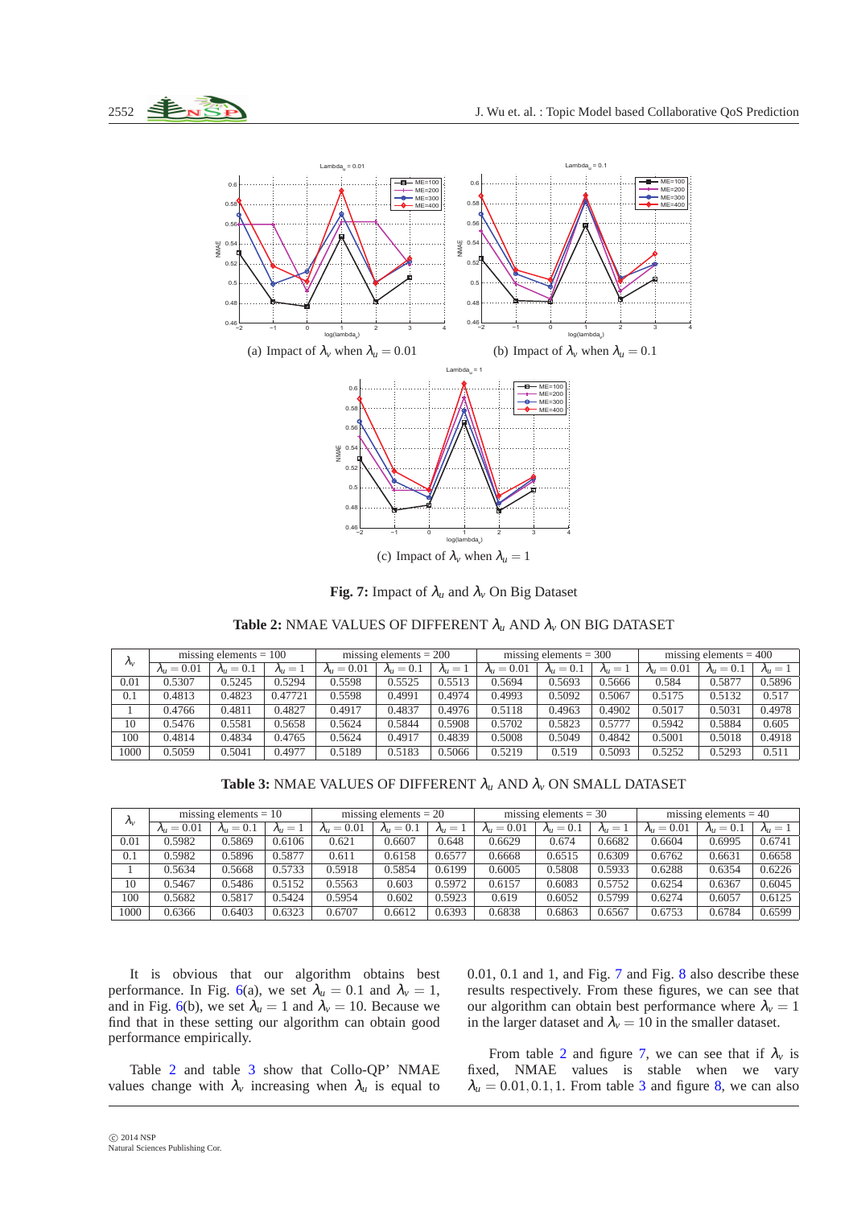(a) Impact of $\lambda_v$ when $\lambda_u = 0.01$

(b) Impact of $\lambda_v$ when $\lambda_u = 0.1$

(c) Impact of $\lambda_v$ when $\lambda_u = 1$

**Fig. 7:** Impact of $\lambda_u$ and $\lambda_v$ On Big Dataset

**Table 2:** NMAE VALUES OF DIFFERENT $\lambda_u$ AND $\lambda_v$ ON BIG DATASET

| $\lambda_v$ | missing elements = 100 | | | missing elements = 200 | | | missing elements = 300 | | | missing elements = 400 | | |
|---|---|---|---|---|---|---|---|---|---|---|---|---|
| | $\lambda_u = 0.01$ | $\lambda_u = 0.1$ | $\lambda_u = 1$ | $\lambda_u = 0.01$ | $\lambda_u = 0.1$ | $\lambda_u = 1$ | $\lambda_u = 0.01$ | $\lambda_u = 0.1$ | $\lambda_u = 1$ | $\lambda_u = 0.01$ | $\lambda_u = 0.1$ | $\lambda_u = 1$ |
| 0.01 | 0.5307 | 0.5245 | 0.5294 | 0.5598 | 0.5525 | 0.5513 | 0.5694 | 0.5693 | 0.5666 | 0.584 | 0.5877 | 0.5896 |
| 0.1 | 0.4813 | 0.4823 | 0.47721 | 0.5598 | 0.4991 | 0.4974 | 0.4993 | 0.5092 | 0.5067 | 0.5175 | 0.5132 | 0.517 |
| 1 | 0.4766 | 0.4811 | 0.4827 | 0.4917 | 0.4837 | 0.4976 | 0.5118 | 0.4963 | 0.4902 | 0.5017 | 0.5031 | 0.4978 |
| 10 | 0.5476 | 0.5581 | 0.5658 | 0.5624 | 0.5844 | 0.5908 | 0.5702 | 0.5823 | 0.5777 | 0.5942 | 0.5884 | 0.605 |
| 100 | 0.4814 | 0.4834 | 0.4765 | 0.5624 | 0.4917 | 0.4839 | 0.5008 | 0.5049 | 0.4842 | 0.5001 | 0.5018 | 0.4918 |
| 1000 | 0.5059 | 0.5041 | 0.4977 | 0.5189 | 0.5183 | 0.5066 | 0.5219 | 0.519 | 0.5093 | 0.5252 | 0.5293 | 0.511 |

**Table 3:** NMAE VALUES OF DIFFERENT $\lambda_u$ AND $\lambda_v$ ON SMALL DATASET

| $\lambda_v$ | missing elements = 10 | | | missing elements = 20 | | | missing elements = 30 | | | missing elements = 40 | | |
|---|---|---|---|---|---|---|---|---|---|---|---|---|
| | $\lambda_u = 0.01$ | $\lambda_u = 0.1$ | $\lambda_u = 1$ | $\lambda_u = 0.01$ | $\lambda_u = 0.1$ | $\lambda_u = 1$ | $\lambda_u = 0.01$ | $\lambda_u = 0.1$ | $\lambda_u = 1$ | $\lambda_u = 0.01$ | $\lambda_u = 0.1$ | $\lambda_u = 1$ |
| 0.01 | 0.5982 | 0.5869 | 0.6106 | 0.621 | 0.6607 | 0.648 | 0.6629 | 0.674 | 0.6682 | 0.6604 | 0.6995 | 0.6741 |
| 0.1 | 0.5982 | 0.5896 | 0.5877 | 0.611 | 0.6158 | 0.6577 | 0.6668 | 0.6515 | 0.6309 | 0.6762 | 0.6631 | 0.6658 |
| 1 | 0.5634 | 0.5668 | 0.5733 | 0.5918 | 0.5854 | 0.6199 | 0.6005 | 0.5808 | 0.5933 | 0.6288 | 0.6354 | 0.6226 |
| 10 | 0.5467 | 0.5486 | 0.5152 | 0.5563 | 0.603 | 0.5972 | 0.6157 | 0.6083 | 0.5752 | 0.6254 | 0.6367 | 0.6045 |
| 100 | 0.5682 | 0.5817 | 0.5424 | 0.5954 | 0.602 | 0.5923 | 0.619 | 0.6052 | 0.5799 | 0.6274 | 0.6057 | 0.6125 |
| 1000 | 0.6366 | 0.6403 | 0.6323 | 0.6707 | 0.6612 | 0.6393 | 0.6838 | 0.6863 | 0.6567 | 0.6753 | 0.6784 | 0.6599 |

It is obvious that our algorithm obtains best performance. In Fig. 6(a), we set $\lambda_u = 0.1$ and $\lambda_v = 1$, and in Fig. 6(b), we set $\lambda_u = 1$ and $\lambda_v = 10$. Because we find that in these setting our algorithm can obtain good performance empirically.

Table 2 and table 3 show that Collo-QP' NMAE values change with $\lambda_v$ increasing when $\lambda_u$ is equal to 0.01, 0.1 and 1, and Fig. 7 and Fig. 8 also describe these results respectively. From these figures, we can see that our algorithm can obtain best performance where $\lambda_v = 1$ in the larger dataset and $\lambda_v = 10$ in the smaller dataset.

From table 2 and figure 7, we can see that if $\lambda_v$ is fixed, NMAE values is stable when we vary $\lambda_u = 0.01, 0.1, 1$. From table 3 and figure 8, we can also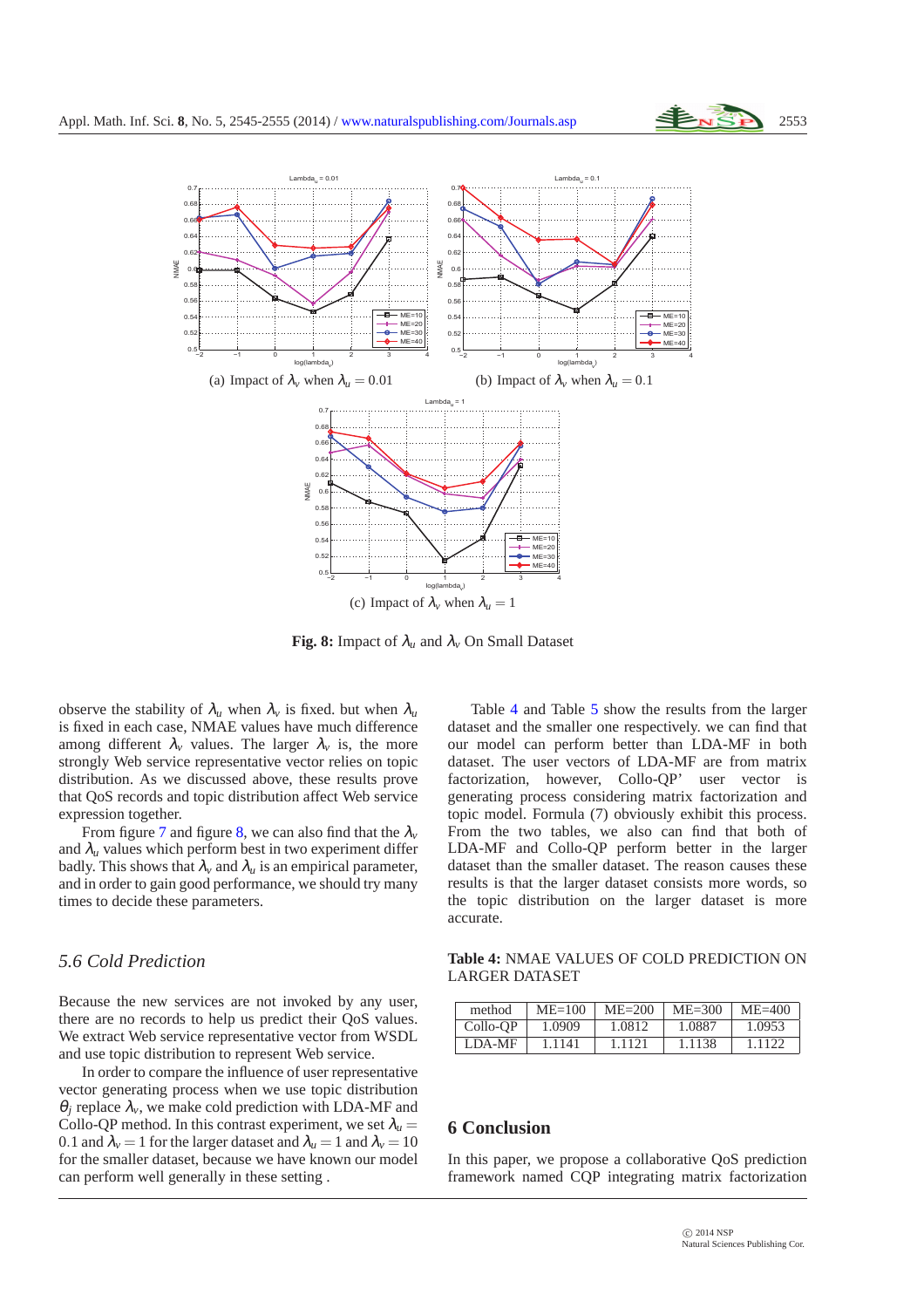(a) Impact of $\lambda_v$ when $\lambda_u = 0.01$

(b) Impact of $\lambda_v$ when $\lambda_u = 0.1$

(c) Impact of $\lambda_v$ when $\lambda_u = 1$

**Fig. 8:** Impact of $\lambda_u$ and $\lambda_v$ On Small Dataset

observe the stability of $\lambda_u$ when $\lambda_v$ is fixed. but when $\lambda_u$ is fixed in each case, NMAE values have much difference among different $\lambda_v$ values. The larger $\lambda_v$ is, the more strongly Web service representative vector relies on topic distribution. As we discussed above, these results prove that QoS records and topic distribution affect Web service expression together.

From figure 7 and figure 8, we can also find that the $\lambda_v$ and $\lambda_u$ values which perform best in two experiment differ badly. This shows that $\lambda_v$ and $\lambda_u$ is an empirical parameter, and in order to gain good performance, we should try many times to decide these parameters.

### *5.6 Cold Prediction*

Because the new services are not invoked by any user, there are no records to help us predict their QoS values. We extract Web service representative vector from WSDL and use topic distribution to represent Web service.

In order to compare the influence of user representative vector generating process when we use topic distribution $\theta_j$ replace $\lambda_v$, we make cold prediction with LDA-MF and Collo-QP method. In this contrast experiment, we set $\lambda_u = 0.1$ and $\lambda_v = 1$ for the larger dataset and $\lambda_u = 1$ and $\lambda_v = 10$ for the smaller dataset, because we have known our model can perform well generally in these setting .

Table 4 and Table 5 show the results from the larger dataset and the smaller one respectively. we can find that our model can perform better than LDA-MF in both dataset. The user vectors of LDA-MF are from matrix factorization, however, Collo-QP' user vector is generating process considering matrix factorization and topic model. Formula (7) obviously exhibit this process. From the two tables, we also can find that both of LDA-MF and Collo-QP perform better in the larger dataset than the smaller dataset. The reason causes these results is that the larger dataset consists more words, so the topic distribution on the larger dataset is more accurate.

**Table 4:** NMAE VALUES OF COLD PREDICTION ON LARGER DATASET

| method | ME=100 | ME=200 | ME=300 | ME=400 |
|---|---|---|---|---|
| Collo-QP | 1.0909 | 1.0812 | 1.0887 | 1.0953 |
| LDA-MF | 1.1141 | 1.1121 | 1.1138 | 1.1122 |

## 6 Conclusion

In this paper, we propose a collaborative QoS prediction framework named CQP integrating matrix factorization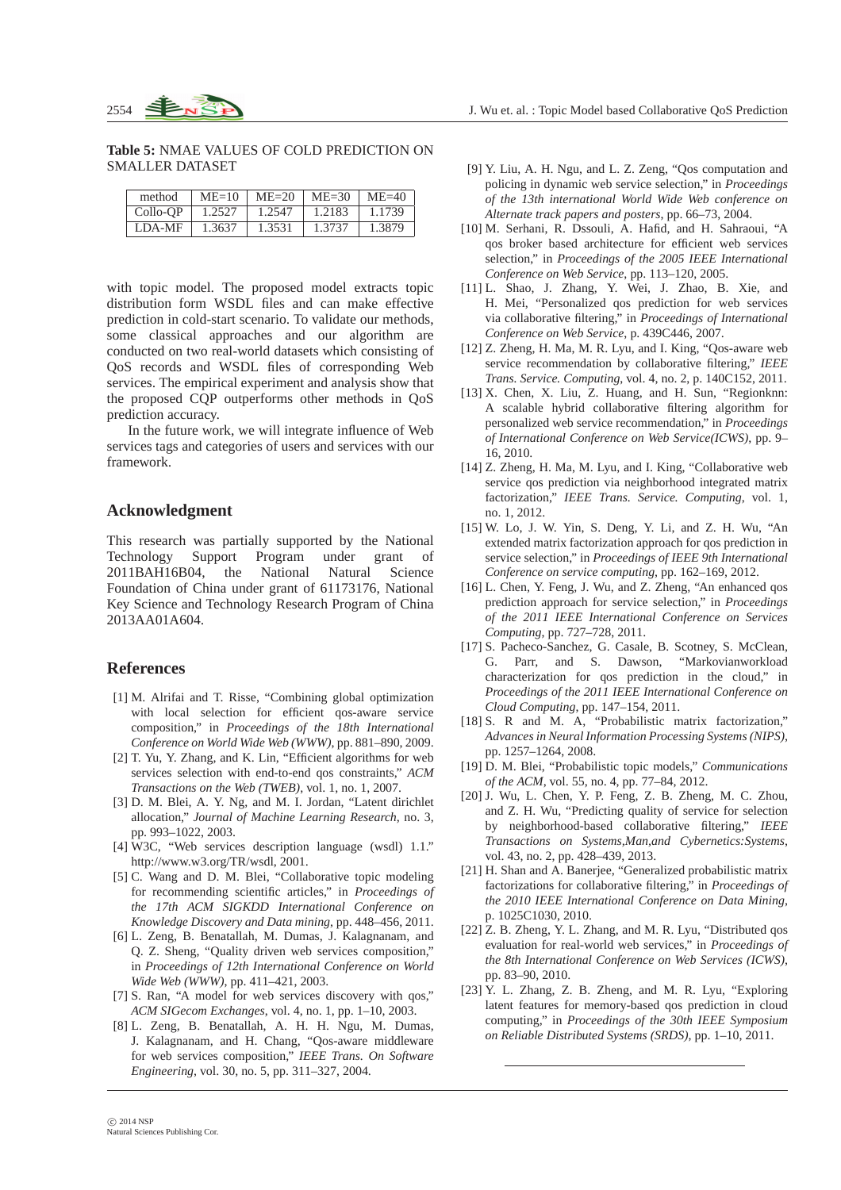**Table 5:** NMAE VALUES OF COLD PREDICTION ON SMALLER DATASET

| method | ME=10 | ME=20 | ME=30 | ME=40 |
|---|---|---|---|---|
| Collo-QP | 1.2527 | 1.2547 | 1.2183 | 1.1739 |
| LDA-MF | 1.3637 | 1.3531 | 1.3737 | 1.3879 |

with topic model. The proposed model extracts topic distribution form WSDL files and can make effective prediction in cold-start scenario. To validate our methods, some classical approaches and our algorithm are conducted on two real-world datasets which consisting of QoS records and WSDL files of corresponding Web services. The empirical experiment and analysis show that the proposed CQP outperforms other methods in QoS prediction accuracy.

In the future work, we will integrate influence of Web services tags and categories of users and services with our framework.

## Acknowledgment

This research was partially supported by the National Technology Support Program under grant of 2011BAH16B04, the National Natural Science Foundation of China under grant of 61173176, National Key Science and Technology Research Program of China 2013AA01A604.

## References

[1] M. Alrifai and T. Risse, "Combining global optimization with local selection for efficient qos-aware service composition," in *Proceedings of the 18th International Conference on World Wide Web (WWW)*, pp. 881–890, 2009.

[2] T. Yu, Y. Zhang, and K. Lin, "Efficient algorithms for web services selection with end-to-end qos constraints," *ACM Transactions on the Web (TWEB)*, vol. 1, no. 1, 2007.

[3] D. M. Blei, A. Y. Ng, and M. I. Jordan, "Latent dirichlet allocation," *Journal of Machine Learning Research*, no. 3, pp. 993–1022, 2003.

[4] W3C, "Web services description language (wsdl) 1.1." http://www.w3.org/TR/wsdl, 2001.

[5] C. Wang and D. M. Blei, "Collaborative topic modeling for recommending scientific articles," in *Proceedings of the 17th ACM SIGKDD International Conference on Knowledge Discovery and Data mining*, pp. 448–456, 2011.

[6] L. Zeng, B. Benatallah, M. Dumas, J. Kalagnanam, and Q. Z. Sheng, "Quality driven web services composition," in *Proceedings of 12th International Conference on World Wide Web (WWW)*, pp. 411–421, 2003.

[7] S. Ran, "A model for web services discovery with qos," *ACM SIGecom Exchanges*, vol. 4, no. 1, pp. 1–10, 2003.

[8] L. Zeng, B. Benatallah, A. H. H. Ngu, M. Dumas, J. Kalagnanam, and H. Chang, "Qos-aware middleware for web services composition," *IEEE Trans. On Software Engineering*, vol. 30, no. 5, pp. 311–327, 2004.

[9] Y. Liu, A. H. Ngu, and L. Z. Zeng, "Qos computation and policing in dynamic web service selection," in *Proceedings of the 13th international World Wide Web conference on Alternate track papers and posters*, pp. 66–73, 2004.

[10] M. Serhani, R. Dssouli, A. Hafid, and H. Sahraoui, "A qos broker based architecture for efficient web services selection," in *Proceedings of the 2005 IEEE International Conference on Web Service*, pp. 113–120, 2005.

[11] L. Shao, J. Zhang, Y. Wei, J. Zhao, B. Xie, and H. Mei, "Personalized qos prediction for web services via collaborative filtering," in *Proceedings of International Conference on Web Service*, p. 439C446, 2007.

[12] Z. Zheng, H. Ma, M. R. Lyu, and I. King, "Qos-aware web service recommendation by collaborative filtering," *IEEE Trans. Service. Computing*, vol. 4, no. 2, p. 140C152, 2011.

[13] X. Chen, X. Liu, Z. Huang, and H. Sun, "Regionknn: A scalable hybrid collaborative filtering algorithm for personalized web service recommendation," in *Proceedings of International Conference on Web Service(ICWS)*, pp. 9–16, 2010.

[14] Z. Zheng, H. Ma, M. Lyu, and I. King, "Collaborative web service qos prediction via neighborhood integrated matrix factorization," *IEEE Trans. Service. Computing*, vol. 1, no. 1, 2012.

[15] W. Lo, J. W. Yin, S. Deng, Y. Li, and Z. H. Wu, "An extended matrix factorization approach for qos prediction in service selection," in *Proceedings of IEEE 9th International Conference on service computing*, pp. 162–169, 2012.

[16] L. Chen, Y. Feng, J. Wu, and Z. Zheng, "An enhanced qos prediction approach for service selection," in *Proceedings of the 2011 IEEE International Conference on Services Computing*, pp. 727–728, 2011.

[17] S. Pacheco-Sanchez, G. Casale, B. Scotney, S. McClean, G. Parr, and S. Dawson, "Markovianworkload characterization for qos prediction in the cloud," in *Proceedings of the 2011 IEEE International Conference on Cloud Computing*, pp. 147–154, 2011.

[18] S. R and M. A, "Probabilistic matrix factorization," *Advances in Neural Information Processing Systems (NIPS)*, pp. 1257–1264, 2008.

[19] D. M. Blei, "Probabilistic topic models," *Communications of the ACM*, vol. 55, no. 4, pp. 77–84, 2012.

[20] J. Wu, L. Chen, Y. P. Feng, Z. B. Zheng, M. C. Zhou, and Z. H. Wu, "Predicting quality of service for selection by neighborhood-based collaborative filtering," *IEEE Transactions on Systems,Man,and Cybernetics:Systems*, vol. 43, no. 2, pp. 428–439, 2013.

[21] H. Shan and A. Banerjee, "Generalized probabilistic matrix factorizations for collaborative filtering," in *Proceedings of the 2010 IEEE International Conference on Data Mining*, p. 1025C1030, 2010.

[22] Z. B. Zheng, Y. L. Zhang, and M. R. Lyu, "Distributed qos evaluation for real-world web services," in *Proceedings of the 8th International Conference on Web Services (ICWS)*, pp. 83–90, 2010.

[23] Y. L. Zhang, Z. B. Zheng, and M. R. Lyu, "Exploring latent features for memory-based qos prediction in cloud computing," in *Proceedings of the 30th IEEE Symposium on Reliable Distributed Systems (SRDS)*, pp. 1–10, 2011.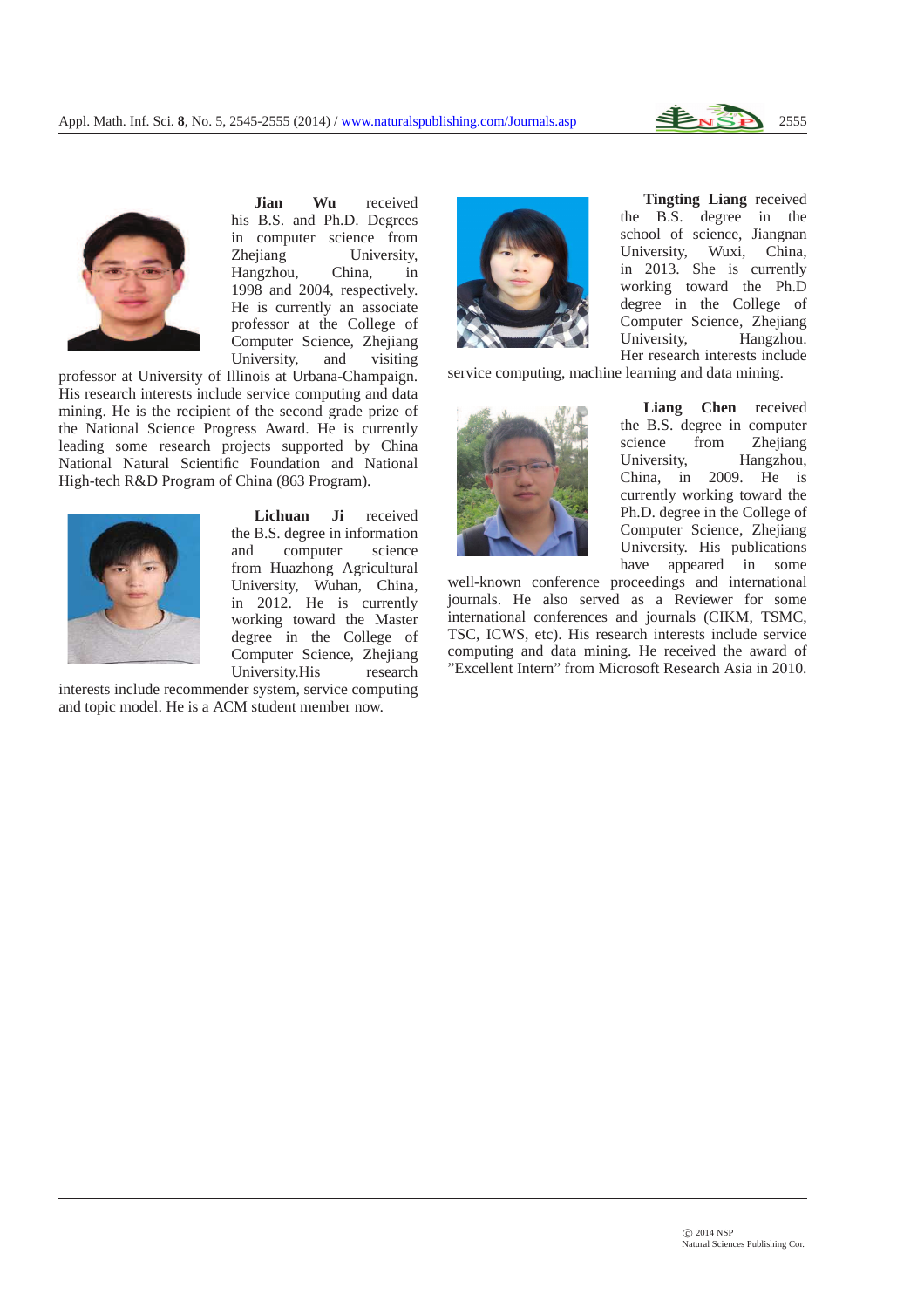**Jian Wu** received his B.S. and Ph.D. Degrees in computer science from Zhejiang University, Hangzhou, China, in 1998 and 2004, respectively. He is currently an associate professor at the College of Computer Science, Zhejiang University, and visiting professor at University of Illinois at Urbana-Champaign. His research interests include service computing and data mining. He is the recipient of the second grade prize of the National Science Progress Award. He is currently leading some research projects supported by China National Natural Scientific Foundation and National High-tech R&D Program of China (863 Program).

**Lichuan Ji** received the B.S. degree in information and computer science from Huazhong Agricultural University, Wuhan, China, in 2012. He is currently working toward the Master degree in the College of Computer Science, Zhejiang University.His research interests include recommender system, service computing and topic model. He is a ACM student member now.

**Tingting Liang** received the B.S. degree in the school of science, Jiangnan University, Wuxi, China, in 2013. She is currently working toward the Ph.D degree in the College of Computer Science, Zhejiang University, Hangzhou. Her research interests include service computing, machine learning and data mining.

**Liang Chen** received the B.S. degree in computer science from Zhejiang University, Hangzhou, China, in 2009. He is currently working toward the Ph.D. degree in the College of Computer Science, Zhejiang University. His publications have appeared in some well-known conference proceedings and international journals. He also served as a Reviewer for some international conferences and journals (CIKM, TSMC, TSC, ICWS, etc). His research interests include service computing and data mining. He received the award of "Excellent Intern" from Microsoft Research Asia in 2010.